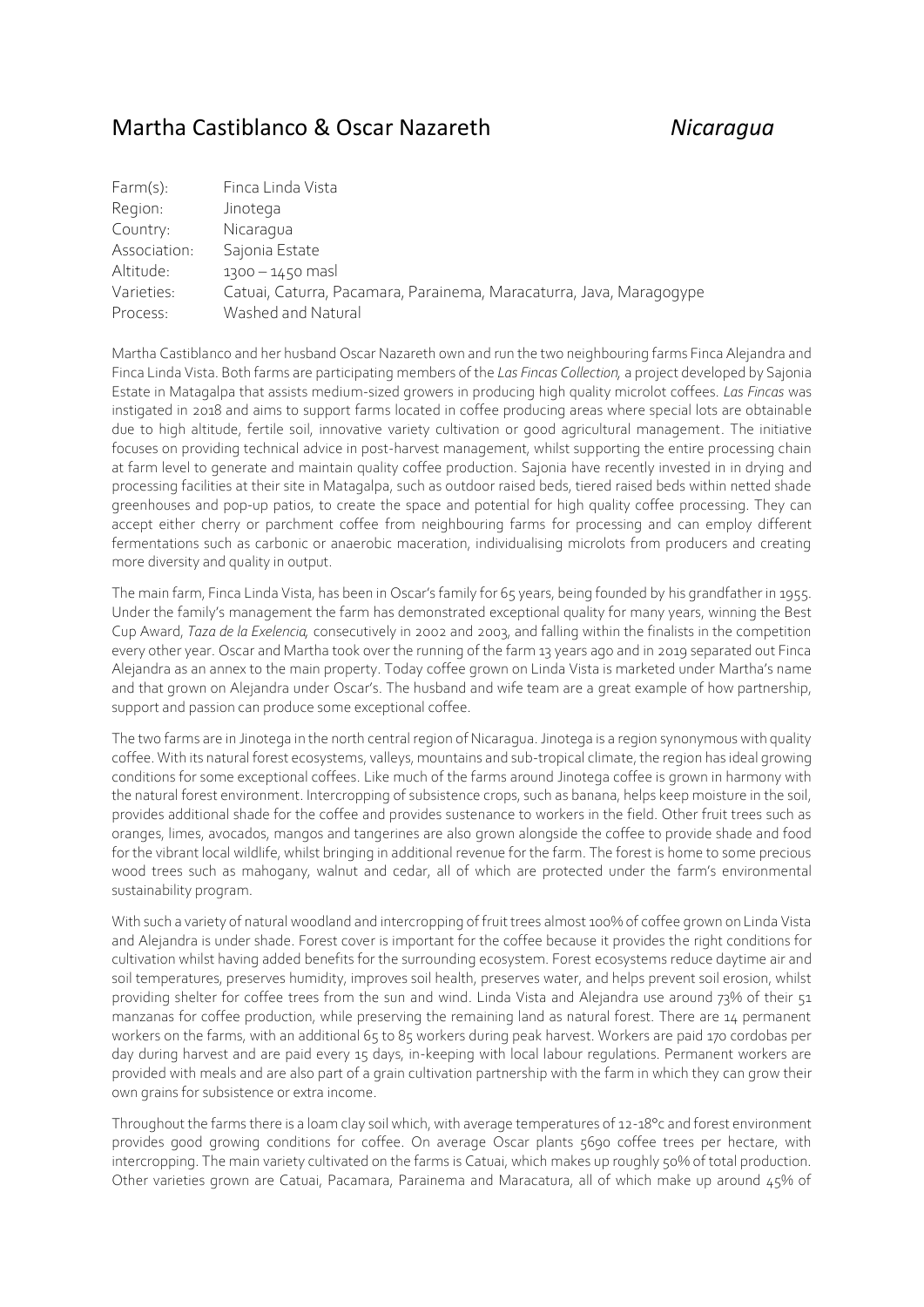# Martha Castiblanco & Oscar Nazareth *Nicaragua*

| | |
|---|---|
| Farm(s): | Finca Linda Vista |
| Region: | Jinotega |
| Country: | Nicaragua |
| Association: | Sajonia Estate |
| Altitude: | 1300 – 1450 masl |
| Varieties: | Catuai, Caturra, Pacamara, Parainema, Maracaturra, Java, Maragogype |
| Process: | Washed and Natural |

Martha Castiblanco and her husband Oscar Nazareth own and run the two neighbouring farms Finca Alejandra and Finca Linda Vista. Both farms are participating members of the *Las Fincas Collection,* a project developed by Sajonia Estate in Matagalpa that assists medium-sized growers in producing high quality microlot coffees. *Las Fincas* was instigated in 2018 and aims to support farms located in coffee producing areas where special lots are obtainable due to high altitude, fertile soil, innovative variety cultivation or good agricultural management. The initiative focuses on providing technical advice in post-harvest management, whilst supporting the entire processing chain at farm level to generate and maintain quality coffee production. Sajonia have recently invested in in drying and processing facilities at their site in Matagalpa, such as outdoor raised beds, tiered raised beds within netted shade greenhouses and pop-up patios, to create the space and potential for high quality coffee processing. They can accept either cherry or parchment coffee from neighbouring farms for processing and can employ different fermentations such as carbonic or anaerobic maceration, individualising microlots from producers and creating more diversity and quality in output.

The main farm, Finca Linda Vista, has been in Oscar's family for 65 years, being founded by his grandfather in 1955. Under the family's management the farm has demonstrated exceptional quality for many years, winning the Best Cup Award, *Taza de la Exelencia,* consecutively in 2002 and 2003, and falling within the finalists in the competition every other year. Oscar and Martha took over the running of the farm 13 years ago and in 2019 separated out Finca Alejandra as an annex to the main property. Today coffee grown on Linda Vista is marketed under Martha's name and that grown on Alejandra under Oscar's. The husband and wife team are a great example of how partnership, support and passion can produce some exceptional coffee.

The two farms are in Jinotega in the north central region of Nicaragua. Jinotega is a region synonymous with quality coffee. With its natural forest ecosystems, valleys, mountains and sub-tropical climate, the region has ideal growing conditions for some exceptional coffees. Like much of the farms around Jinotega coffee is grown in harmony with the natural forest environment. Intercropping of subsistence crops, such as banana, helps keep moisture in the soil, provides additional shade for the coffee and provides sustenance to workers in the field. Other fruit trees such as oranges, limes, avocados, mangos and tangerines are also grown alongside the coffee to provide shade and food for the vibrant local wildlife, whilst bringing in additional revenue for the farm. The forest is home to some precious wood trees such as mahogany, walnut and cedar, all of which are protected under the farm's environmental sustainability program.

With such a variety of natural woodland and intercropping of fruit trees almost 100% of coffee grown on Linda Vista and Alejandra is under shade. Forest cover is important for the coffee because it provides the right conditions for cultivation whilst having added benefits for the surrounding ecosystem. Forest ecosystems reduce daytime air and soil temperatures, preserves humidity, improves soil health, preserves water, and helps prevent soil erosion, whilst providing shelter for coffee trees from the sun and wind. Linda Vista and Alejandra use around 73% of their 51 manzanas for coffee production, while preserving the remaining land as natural forest. There are 14 permanent workers on the farms, with an additional 65 to 85 workers during peak harvest. Workers are paid 170 cordobas per day during harvest and are paid every 15 days, in-keeping with local labour regulations. Permanent workers are provided with meals and are also part of a grain cultivation partnership with the farm in which they can grow their own grains for subsistence or extra income.

Throughout the farms there is a loam clay soil which, with average temperatures of 12-18°c and forest environment provides good growing conditions for coffee. On average Oscar plants 5690 coffee trees per hectare, with intercropping. The main variety cultivated on the farms is Catuai, which makes up roughly 50% of total production. Other varieties grown are Catuai, Pacamara, Parainema and Maracatura, all of which make up around 45% of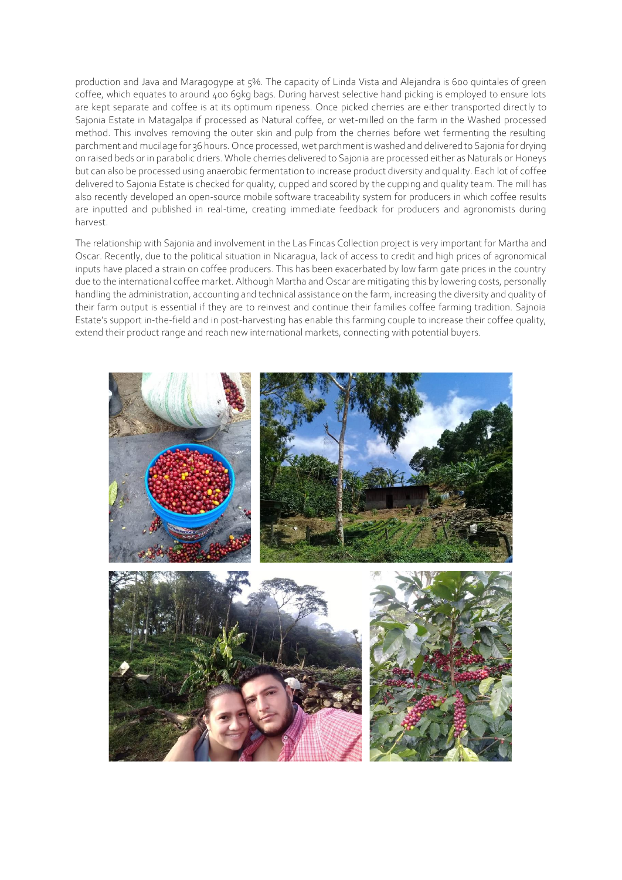production and Java and Maragogype at 5%. The capacity of Linda Vista and Alejandra is 600 quintales of green coffee, which equates to around 400 69kg bags. During harvest selective hand picking is employed to ensure lots are kept separate and coffee is at its optimum ripeness. Once picked cherries are either transported directly to Sajonia Estate in Matagalpa if processed as Natural coffee, or wet-milled on the farm in the Washed processed method. This involves removing the outer skin and pulp from the cherries before wet fermenting the resulting parchment and mucilage for 36 hours. Once processed, wet parchment is washed and delivered to Sajonia for drying on raised beds or in parabolic driers. Whole cherries delivered to Sajonia are processed either as Naturals or Honeys but can also be processed using anaerobic fermentation to increase product diversity and quality. Each lot of coffee delivered to Sajonia Estate is checked for quality, cupped and scored by the cupping and quality team. The mill has also recently developed an open-source mobile software traceability system for producers in which coffee results are inputted and published in real-time, creating immediate feedback for producers and agronomists during harvest.

The relationship with Sajonia and involvement in the Las Fincas Collection project is very important for Martha and Oscar. Recently, due to the political situation in Nicaragua, lack of access to credit and high prices of agronomical inputs have placed a strain on coffee producers. This has been exacerbated by low farm gate prices in the country due to the international coffee market. Although Martha and Oscar are mitigating this by lowering costs, personally handling the administration, accounting and technical assistance on the farm, increasing the diversity and quality of their farm output is essential if they are to reinvest and continue their families coffee farming tradition. Sajnoia Estate's support in-the-field and in post-harvesting has enable this farming couple to increase their coffee quality, extend their product range and reach new international markets, connecting with potential buyers.